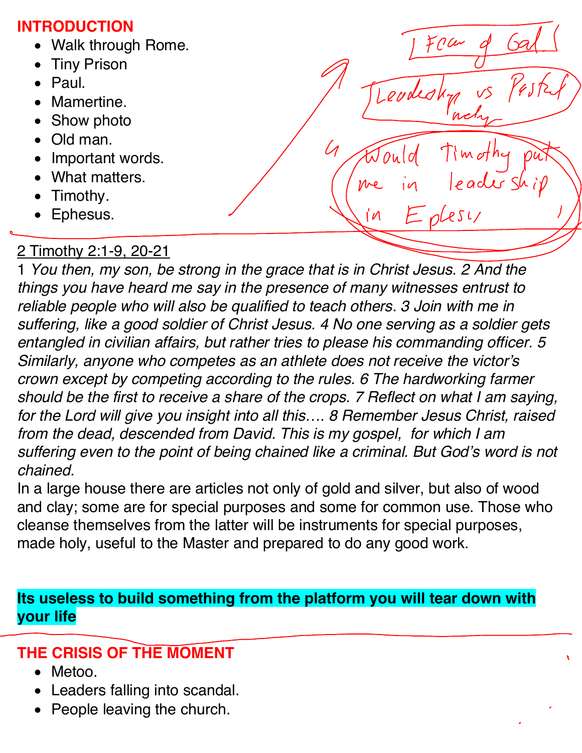**INTRODUCTION**

- Walk through Rome.
- Tiny Prison
- Paul.
- Mamertine.
- Show photo
- Old man.
- Important words.
- What matters.
- Timothy.
- Ephesus.

[Fear of God]

[Leadership vs Pastoral Ministry]

Would Timothy put me in leadership in Ephesus

2 Timothy 2:1-9, 20-21

1 *You then, my son, be strong in the grace that is in Christ Jesus. 2 And the things you have heard me say in the presence of many witnesses entrust to reliable people who will also be qualified to teach others. 3 Join with me in suffering, like a good soldier of Christ Jesus. 4 No one serving as a soldier gets entangled in civilian affairs, but rather tries to please his commanding officer. 5 Similarly, anyone who competes as an athlete does not receive the victor's crown except by competing according to the rules. 6 The hardworking farmer should be the first to receive a share of the crops. 7 Reflect on what I am saying, for the Lord will give you insight into all this…. 8 Remember Jesus Christ, raised from the dead, descended from David. This is my gospel, for which I am suffering even to the point of being chained like a criminal. But God's word is not chained.*

In a large house there are articles not only of gold and silver, but also of wood and clay; some are for special purposes and some for common use. Those who cleanse themselves from the latter will be instruments for special purposes, made holy, useful to the Master and prepared to do any good work.

**Its useless to build something from the platform you will tear down with your life**

**THE CRISIS OF THE MOMENT**

- Metoo.
- Leaders falling into scandal.
- People leaving the church.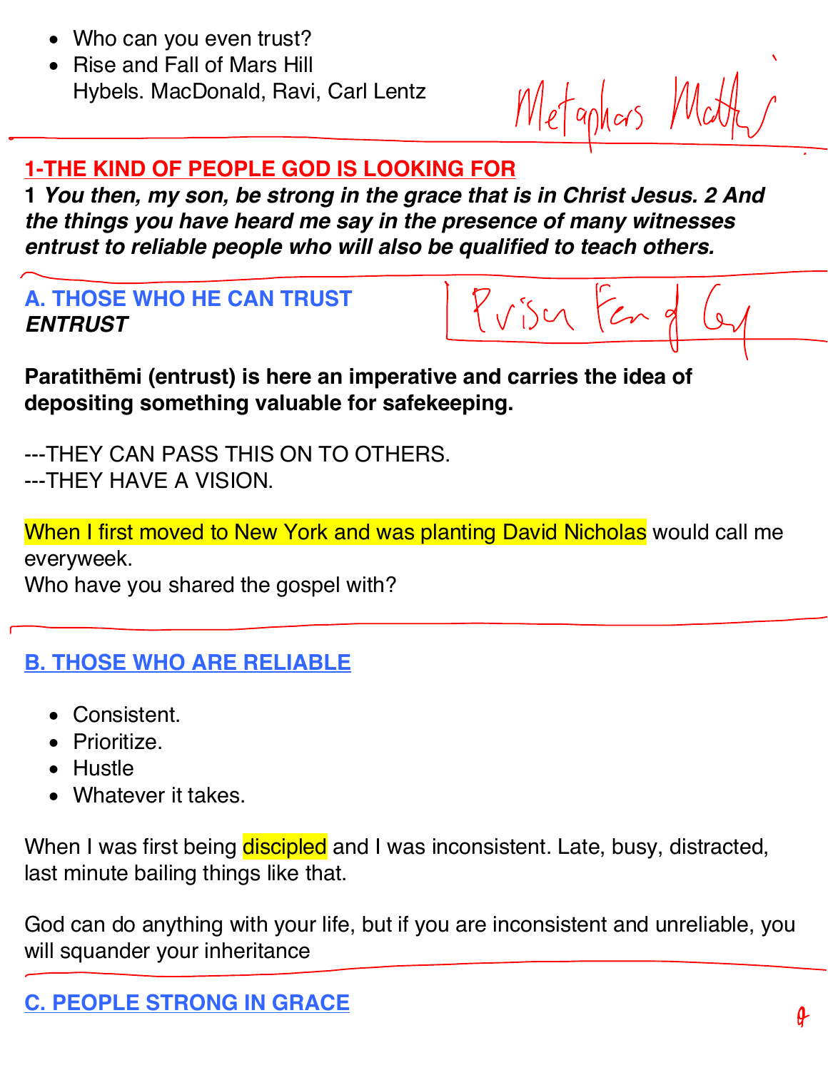- Who can you even trust?
- Rise and Fall of Mars Hill
  Hybels. MacDonald, Ravi, Carl Lentz

Metaphors Matter

## 1-THE KIND OF PEOPLE GOD IS LOOKING FOR

**1** ***You then, my son, be strong in the grace that is in Christ Jesus. 2 And the things you have heard me say in the presence of many witnesses entrust to reliable people who will also be qualified to teach others.***

### A. THOSE WHO HE CAN TRUST

***ENTRUST***

Prison Fear of God

**Paratithēmi (entrust) is here an imperative and carries the idea of depositing something valuable for safekeeping.**

---THEY CAN PASS THIS ON TO OTHERS.
---THEY HAVE A VISION.

When I first moved to New York and was planting David Nicholas would call me everyweek.
Who have you shared the gospel with?

### B. THOSE WHO ARE RELIABLE

- Consistent.
- Prioritize.
- Hustle
- Whatever it takes.

When I was first being discipled and I was inconsistent. Late, busy, distracted, last minute bailing things like that.

God can do anything with your life, but if you are inconsistent and unreliable, you will squander your inheritance

### C. PEOPLE STRONG IN GRACE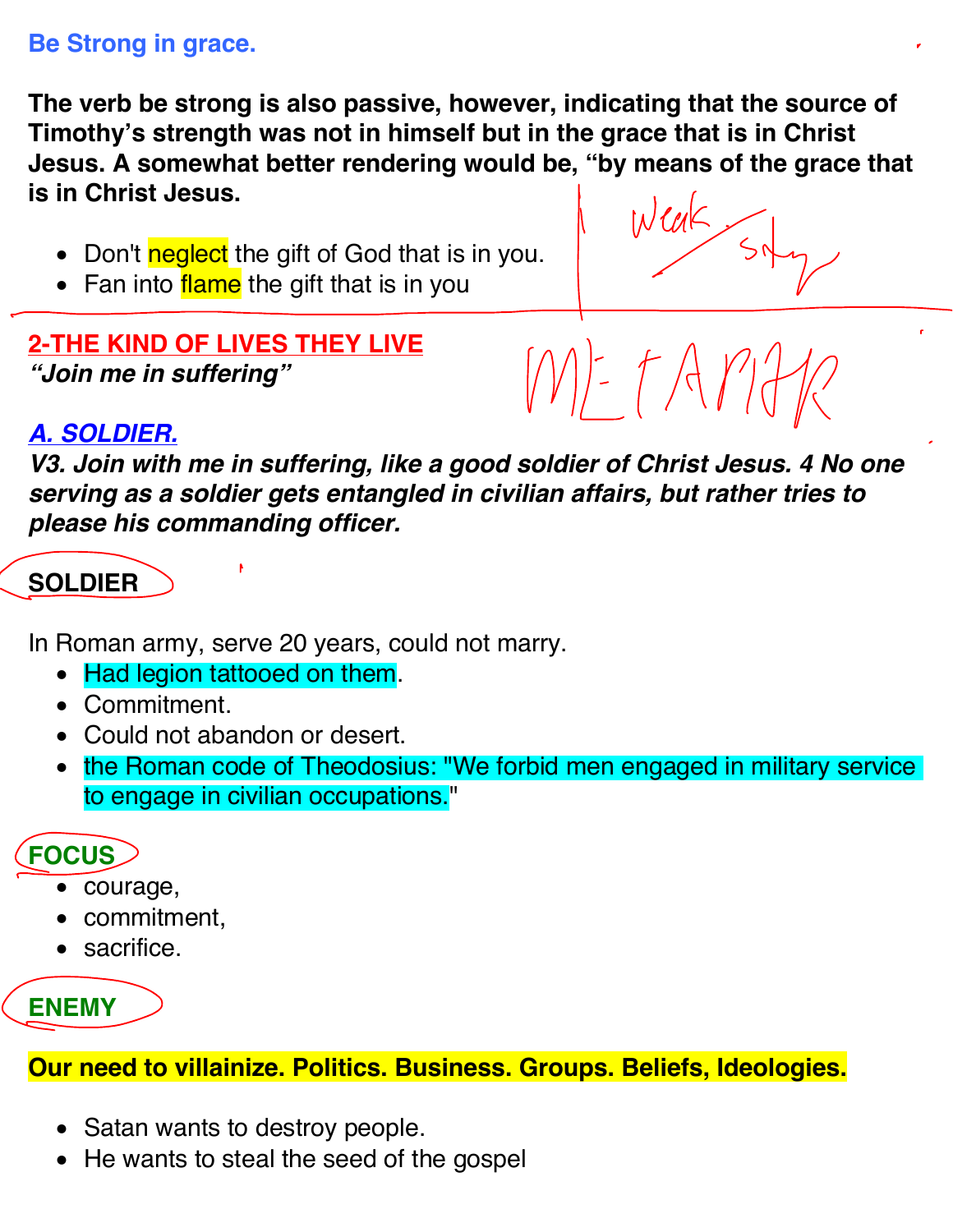**Be Strong in grace.**

**The verb be strong is also passive, however, indicating that the source of Timothy's strength was not in himself but in the grace that is in Christ Jesus. A somewhat better rendering would be, "by means of the grace that is in Christ Jesus.**

- Don't neglect the gift of God that is in you.
- Fan into flame the gift that is in you

## 2-THE KIND OF LIVES THEY LIVE

***"Join me in suffering"***

### *A. SOLDIER.*

***V3. Join with me in suffering, like a good soldier of Christ Jesus. 4 No one serving as a soldier gets entangled in civilian affairs, but rather tries to please his commanding officer.***

**SOLDIER**

In Roman army, serve 20 years, could not marry.

- Had legion tattooed on them.
- Commitment.
- Could not abandon or desert.
- the Roman code of Theodosius: "We forbid men engaged in military service to engage in civilian occupations."

**FOCUS**

- courage,
- commitment,
- sacrifice.

**ENEMY**

**Our need to villainize. Politics. Business. Groups. Beliefs, Ideologies.**

- Satan wants to destroy people.
- He wants to steal the seed of the gospel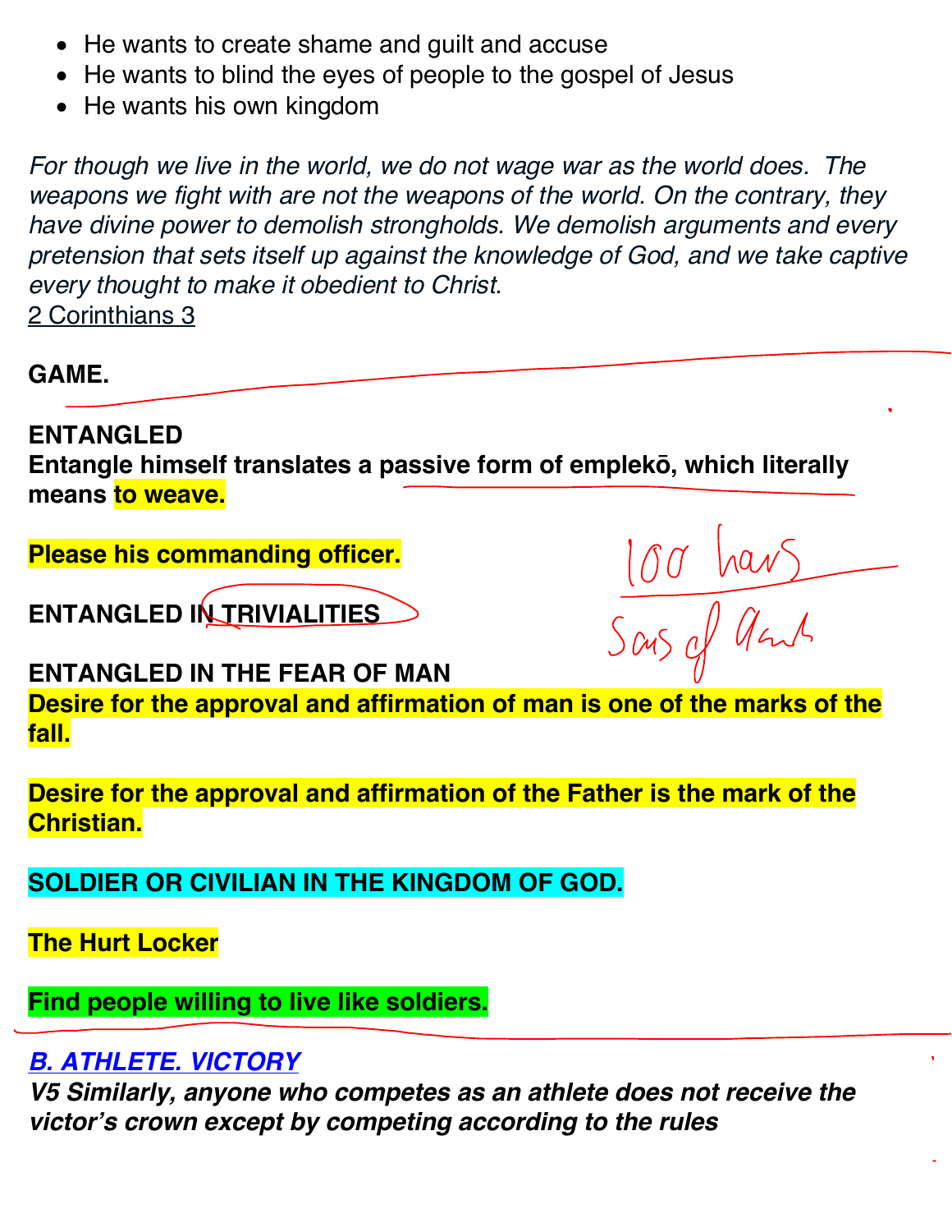- He wants to create shame and guilt and accuse
- He wants to blind the eyes of people to the gospel of Jesus
- He wants his own kingdom

*For though we live in the world, we do not wage war as the world does. The weapons we fight with are not the weapons of the world. On the contrary, they have divine power to demolish strongholds. We demolish arguments and every pretension that sets itself up against the knowledge of God, and we take captive every thought to make it obedient to Christ.*
2 Corinthians 3

**GAME.**

**ENTANGLED**
**Entangle himself translates a passive form of emplekō, which literally means to weave.**

**Please his commanding officer.**

**ENTANGLED IN TRIVIALITIES**

**ENTANGLED IN THE FEAR OF MAN**
**Desire for the approval and affirmation of man is one of the marks of the fall.**

**Desire for the approval and affirmation of the Father is the mark of the Christian.**

**SOLDIER OR CIVILIAN IN THE KINGDOM OF GOD.**

**The Hurt Locker**

**Find people willing to live like soldiers.**

***B. ATHLETE. VICTORY***
***V5 Similarly, anyone who competes as an athlete does not receive the victor's crown except by competing according to the rules***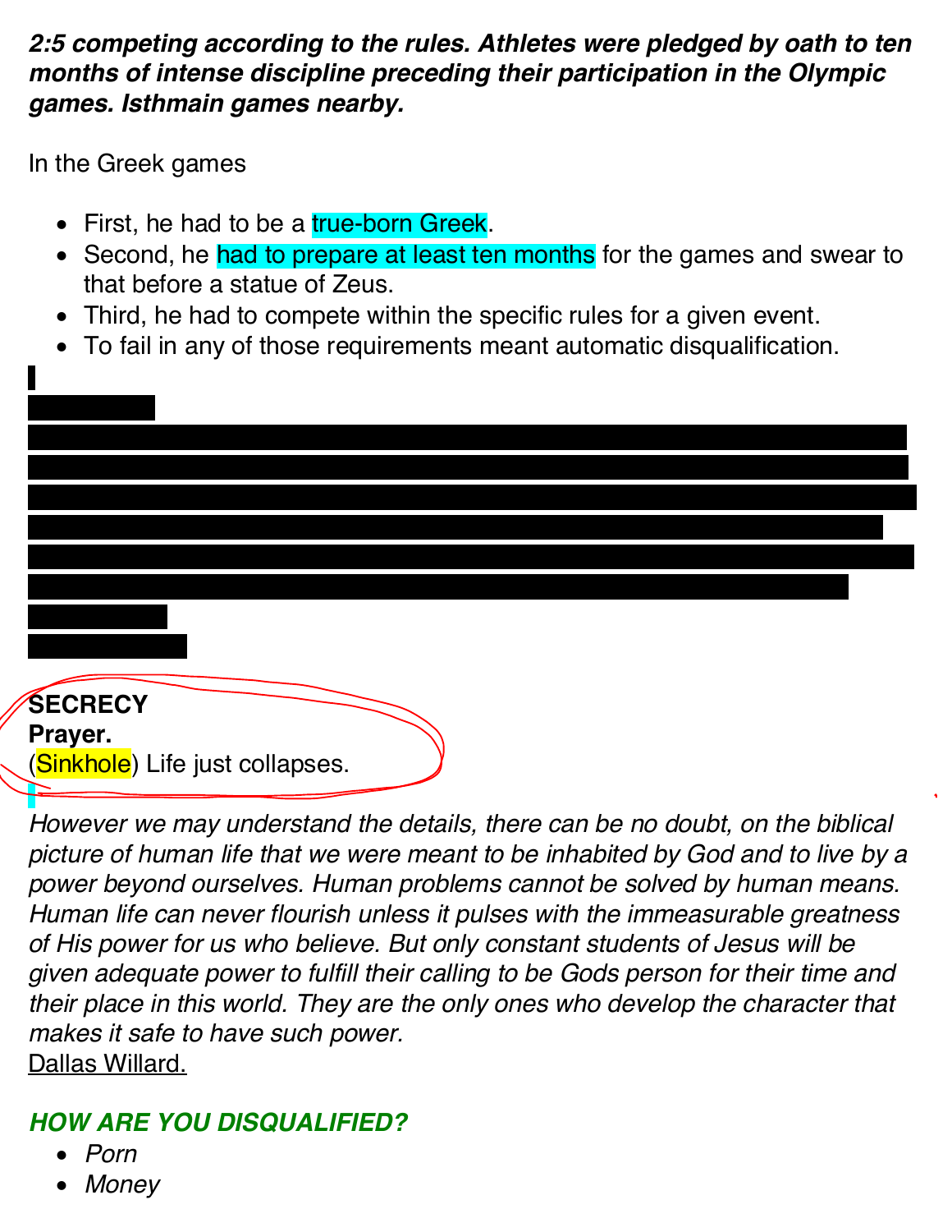***2:5 competing according to the rules. Athletes were pledged by oath to ten months of intense discipline preceding their participation in the Olympic games. Isthmain games nearby.***

In the Greek games

- First, he had to be a true-born Greek.
- Second, he had to prepare at least ten months for the games and swear to that before a statue of Zeus.
- Third, he had to compete within the specific rules for a given event.
- To fail in any of those requirements meant automatic disqualification.

**SECRECY**
**Prayer.**
(Sinkhole) Life just collapses.

*However we may understand the details, there can be no doubt, on the biblical picture of human life that we were meant to be inhabited by God and to live by a power beyond ourselves. Human problems cannot be solved by human means. Human life can never flourish unless it pulses with the immeasurable greatness of His power for us who believe. But only constant students of Jesus will be given adequate power to fulfill their calling to be Gods person for their time and their place in this world. They are the only ones who develop the character that makes it safe to have such power.*
Dallas Willard.

***HOW ARE YOU DISQUALIFIED?***

- *Porn*
- *Money*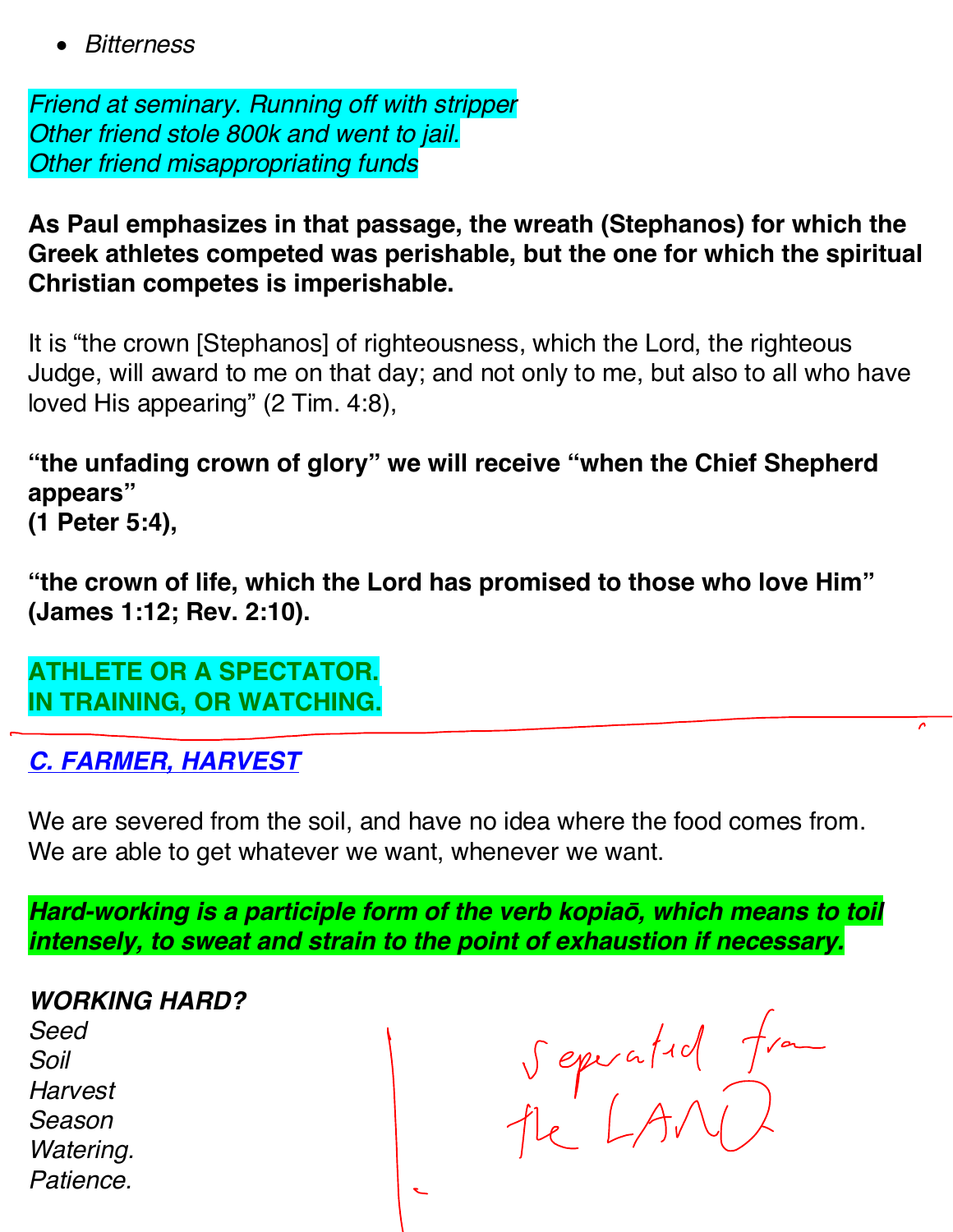- *Bitterness*

*Friend at seminary. Running off with stripper*
*Other friend stole 800k and went to jail.*
*Other friend misappropriating funds*

**As Paul emphasizes in that passage, the wreath (Stephanos) for which the Greek athletes competed was perishable, but the one for which the spiritual Christian competes is imperishable.**

It is "the crown [Stephanos] of righteousness, which the Lord, the righteous Judge, will award to me on that day; and not only to me, but also to all who have loved His appearing" (2 Tim. 4:8),

**"the unfading crown of glory" we will receive "when the Chief Shepherd appears"**
**(1 Peter 5:4),**

**"the crown of life, which the Lord has promised to those who love Him" (James 1:12; Rev. 2:10).**

**ATHLETE OR A SPECTATOR.**
**IN TRAINING, OR WATCHING.**

---

## *C. FARMER, HARVEST*

We are severed from the soil, and have no idea where the food comes from.
We are able to get whatever we want, whenever we want.

***Hard-working is a participle form of the verb kopiaō, which means to toil intensely, to sweat and strain to the point of exhaustion if necessary.***

***WORKING HARD?***
*Seed*
*Soil*
*Harvest*
*Season*
*Watering.*
*Patience.*

Seperated from the LAND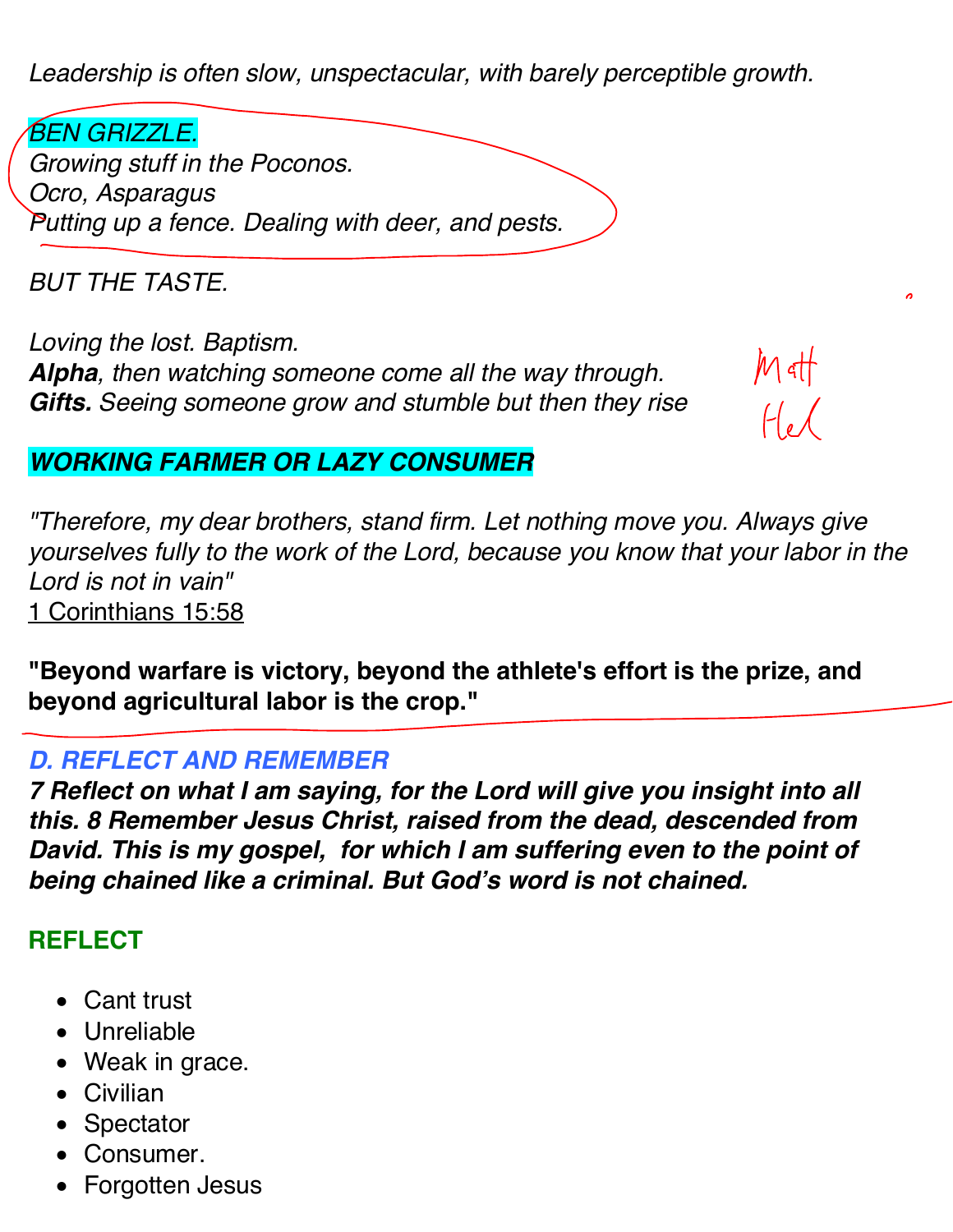*Leadership is often slow, unspectacular, with barely perceptible growth.*

*BEN GRIZZLE.*
*Growing stuff in the Poconos.*
*Ocro, Asparagus*
*Putting up a fence. Dealing with deer, and pests.*

*BUT THE TASTE.*

*Loving the lost. Baptism.*
***Alpha**, then watching someone come all the way through.*
***Gifts.** Seeing someone grow and stumble but then they rise*

Matt
Hel

***WORKING FARMER OR LAZY CONSUMER***

*"Therefore, my dear brothers, stand firm. Let nothing move you. Always give yourselves fully to the work of the Lord, because you know that your labor in the Lord is not in vain"*
1 Corinthians 15:58

**"Beyond warfare is victory, beyond the athlete's effort is the prize, and beyond agricultural labor is the crop."**

### *D. REFLECT AND REMEMBER*

***7 Reflect on what I am saying, for the Lord will give you insight into all this. 8 Remember Jesus Christ, raised from the dead, descended from David. This is my gospel, for which I am suffering even to the point of being chained like a criminal. But God's word is not chained.***

### REFLECT

- Cant trust
- Unreliable
- Weak in grace.
- Civilian
- Spectator
- Consumer.
- Forgotten Jesus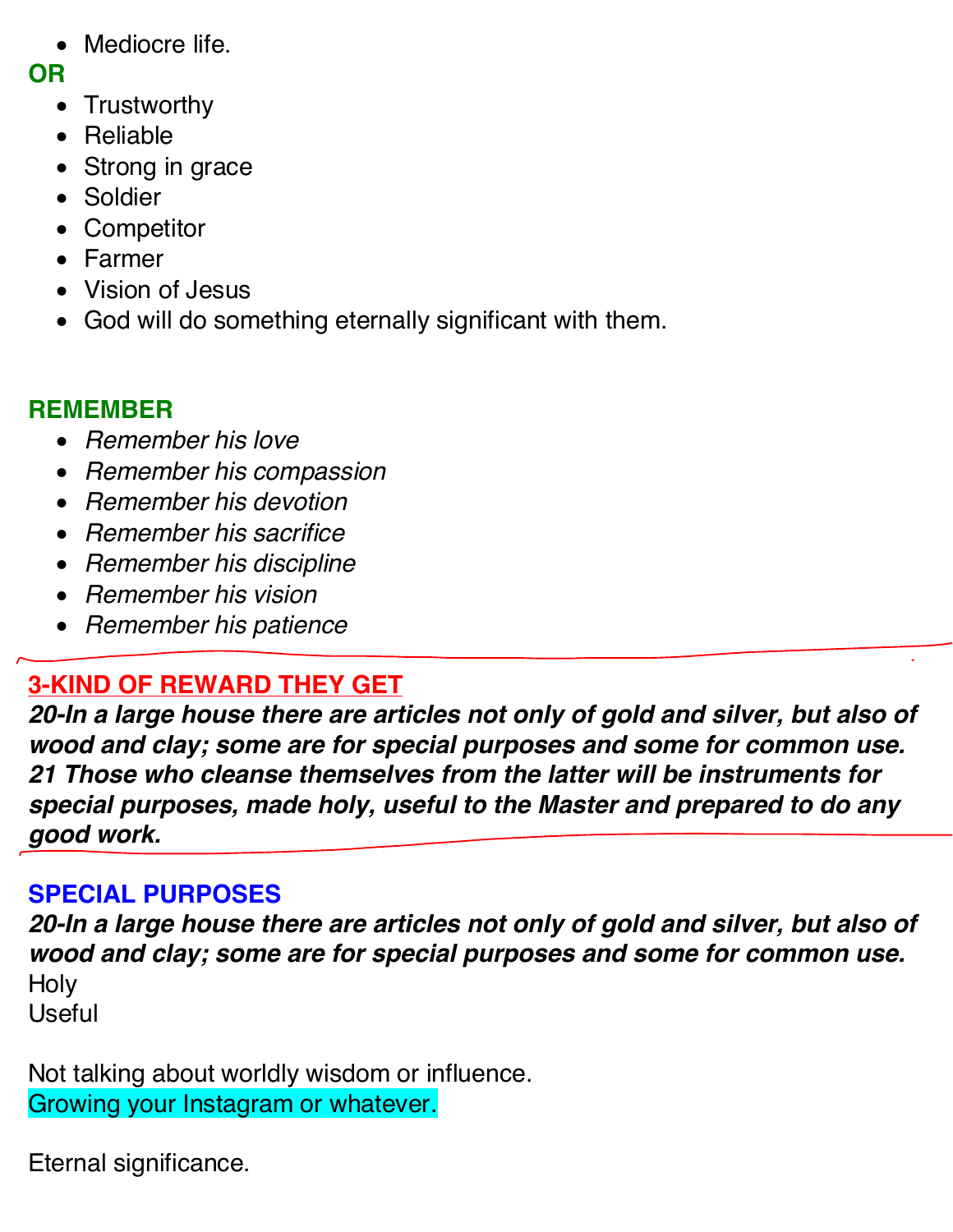- Mediocre life.

**OR**

- Trustworthy
- Reliable
- Strong in grace
- Soldier
- Competitor
- Farmer
- Vision of Jesus
- God will do something eternally significant with them.

**REMEMBER**

- *Remember his love*
- *Remember his compassion*
- *Remember his devotion*
- *Remember his sacrifice*
- *Remember his discipline*
- *Remember his vision*
- *Remember his patience*

**3-KIND OF REWARD THEY GET**

***20-In a large house there are articles not only of gold and silver, but also of wood and clay; some are for special purposes and some for common use. 21 Those who cleanse themselves from the latter will be instruments for special purposes, made holy, useful to the Master and prepared to do any good work.***

**SPECIAL PURPOSES**

***20-In a large house there are articles not only of gold and silver, but also of wood and clay; some are for special purposes and some for common use.***

Holy

Useful

Not talking about worldly wisdom or influence.

Growing your Instagram or whatever.

Eternal significance.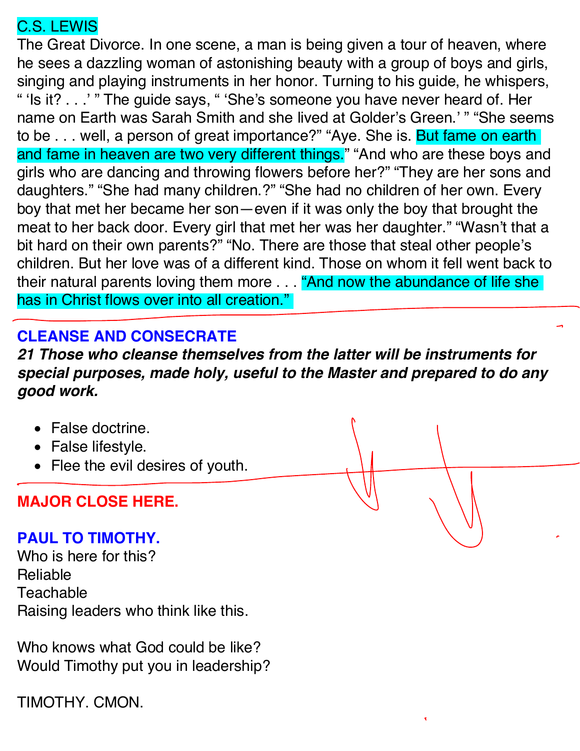C.S. LEWIS

The Great Divorce. In one scene, a man is being given a tour of heaven, where he sees a dazzling woman of astonishing beauty with a group of boys and girls, singing and playing instruments in her honor. Turning to his guide, he whispers, " 'Is it? . . .' " The guide says, " 'She's someone you have never heard of. Her name on Earth was Sarah Smith and she lived at Golder's Green.' " "She seems to be . . . well, a person of great importance?" "Aye. She is. But fame on earth and fame in heaven are two very different things." "And who are these boys and girls who are dancing and throwing flowers before her?" "They are her sons and daughters." "She had many children.?" "She had no children of her own. Every boy that met her became her son—even if it was only the boy that brought the meat to her back door. Every girl that met her was her daughter." "Wasn't that a bit hard on their own parents?" "No. There are those that steal other people's children. But her love was of a different kind. Those on whom it fell went back to their natural parents loving them more . . . "And now the abundance of life she has in Christ flows over into all creation."

**CLEANSE AND CONSECRATE**

***21 Those who cleanse themselves from the latter will be instruments for special purposes, made holy, useful to the Master and prepared to do any good work.***

- False doctrine.
- False lifestyle.
- Flee the evil desires of youth.

**MAJOR CLOSE HERE.**

**PAUL TO TIMOTHY.**

Who is here for this?
Reliable
Teachable
Raising leaders who think like this.

Who knows what God could be like?
Would Timothy put you in leadership?

TIMOTHY. CMON.